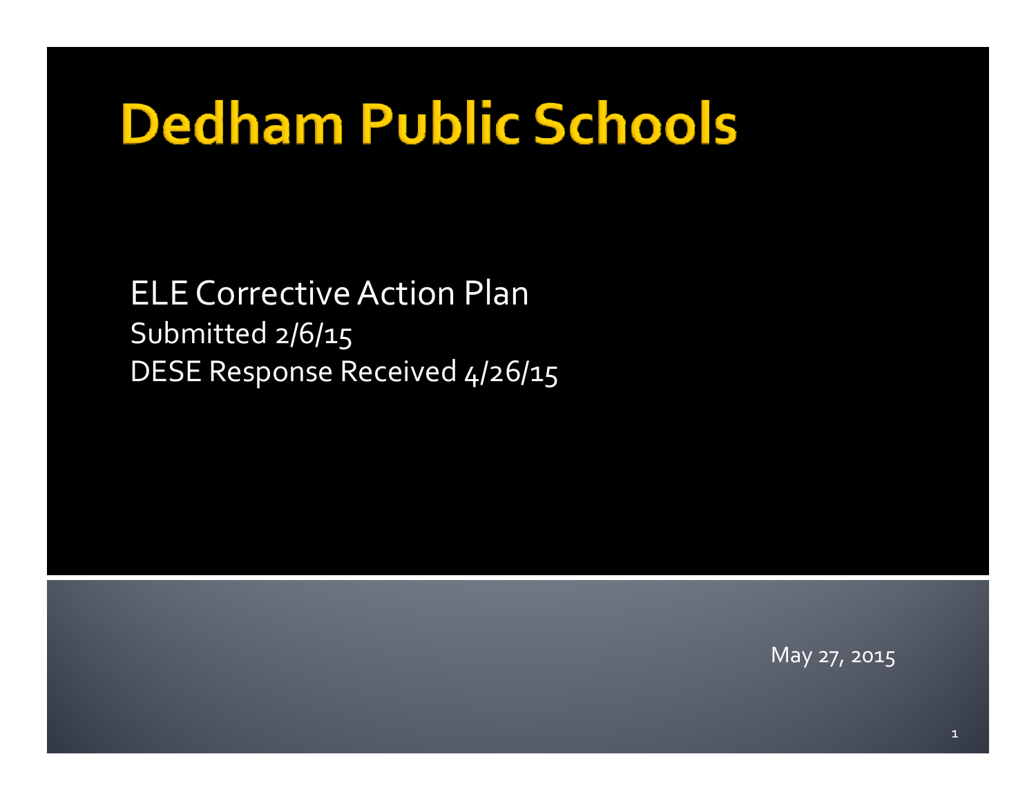# Dedham Public Schools

ELE Corrective Action Plan

Submitted 2/6/15

DESE Response Received 4/26/15

May 27, 2015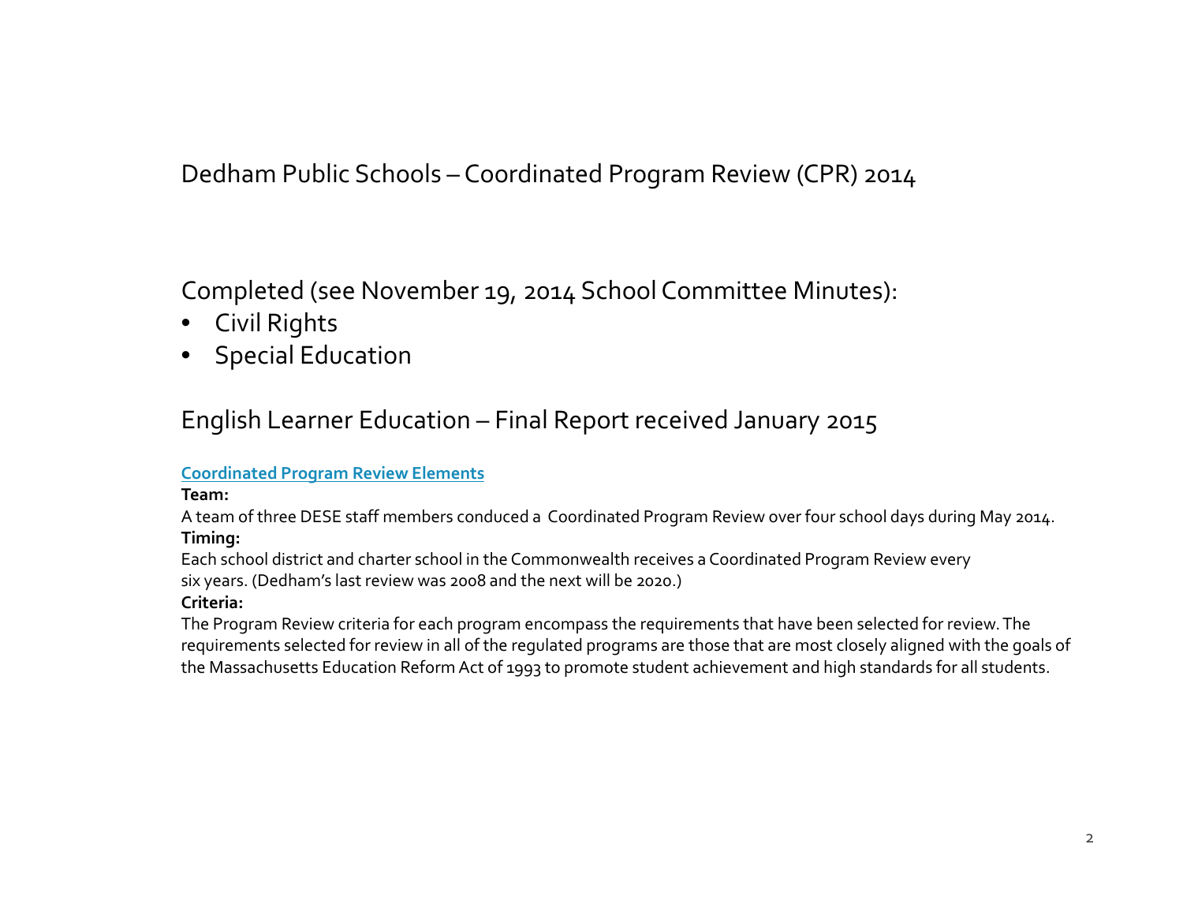# Dedham Public Schools – Coordinated Program Review (CPR) 2014

Completed (see November 19, 2014 School Committee Minutes):

- Civil Rights
- Special Education

English Learner Education – Final Report received January 2015

**Coordinated Program Review Elements**

**Team:**

A team of three DESE staff members conduced a Coordinated Program Review over four school days during May 2014.

**Timing:**

Each school district and charter school in the Commonwealth receives a Coordinated Program Review every six years. (Dedham's last review was 2008 and the next will be 2020.)

**Criteria:**

The Program Review criteria for each program encompass the requirements that have been selected for review. The requirements selected for review in all of the regulated programs are those that are most closely aligned with the goals of the Massachusetts Education Reform Act of 1993 to promote student achievement and high standards for all students.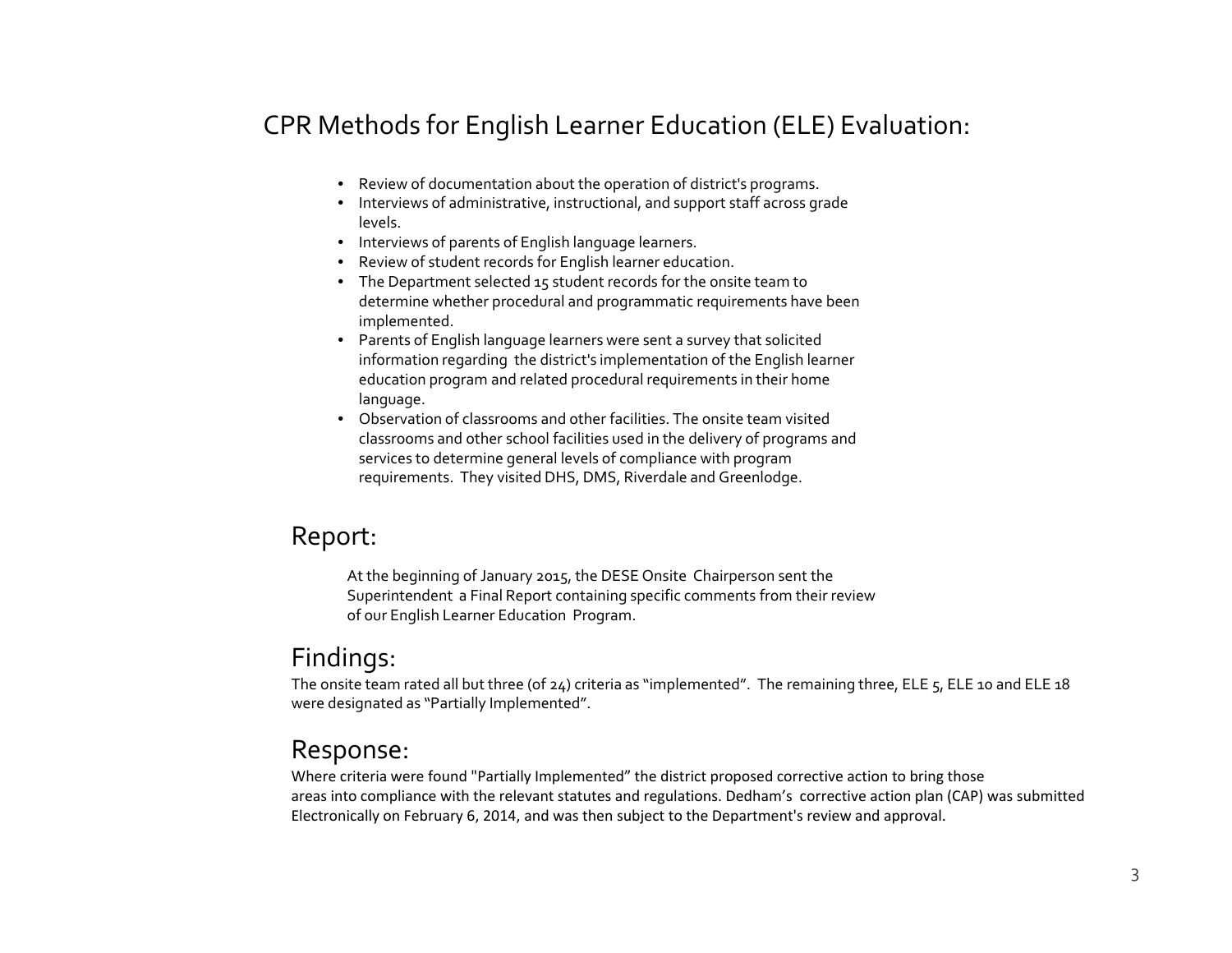# CPR Methods for English Learner Education (ELE) Evaluation:

- Review of documentation about the operation of district's programs.
- Interviews of administrative, instructional, and support staff across grade levels.
- Interviews of parents of English language learners.
- Review of student records for English learner education.
- The Department selected 15 student records for the onsite team to determine whether procedural and programmatic requirements have been implemented.
- Parents of English language learners were sent a survey that solicited information regarding the district's implementation of the English learner education program and related procedural requirements in their home language.
- Observation of classrooms and other facilities. The onsite team visited classrooms and other school facilities used in the delivery of programs and services to determine general levels of compliance with program requirements. They visited DHS, DMS, Riverdale and Greenlodge.

## Report:

At the beginning of January 2015, the DESE Onsite Chairperson sent the Superintendent a Final Report containing specific comments from their review of our English Learner Education Program.

## Findings:

The onsite team rated all but three (of 24) criteria as "implemented". The remaining three, ELE 5, ELE 10 and ELE 18 were designated as "Partially Implemented".

## Response:

Where criteria were found "Partially Implemented" the district proposed corrective action to bring those areas into compliance with the relevant statutes and regulations. Dedham's corrective action plan (CAP) was submitted Electronically on February 6, 2014, and was then subject to the Department's review and approval.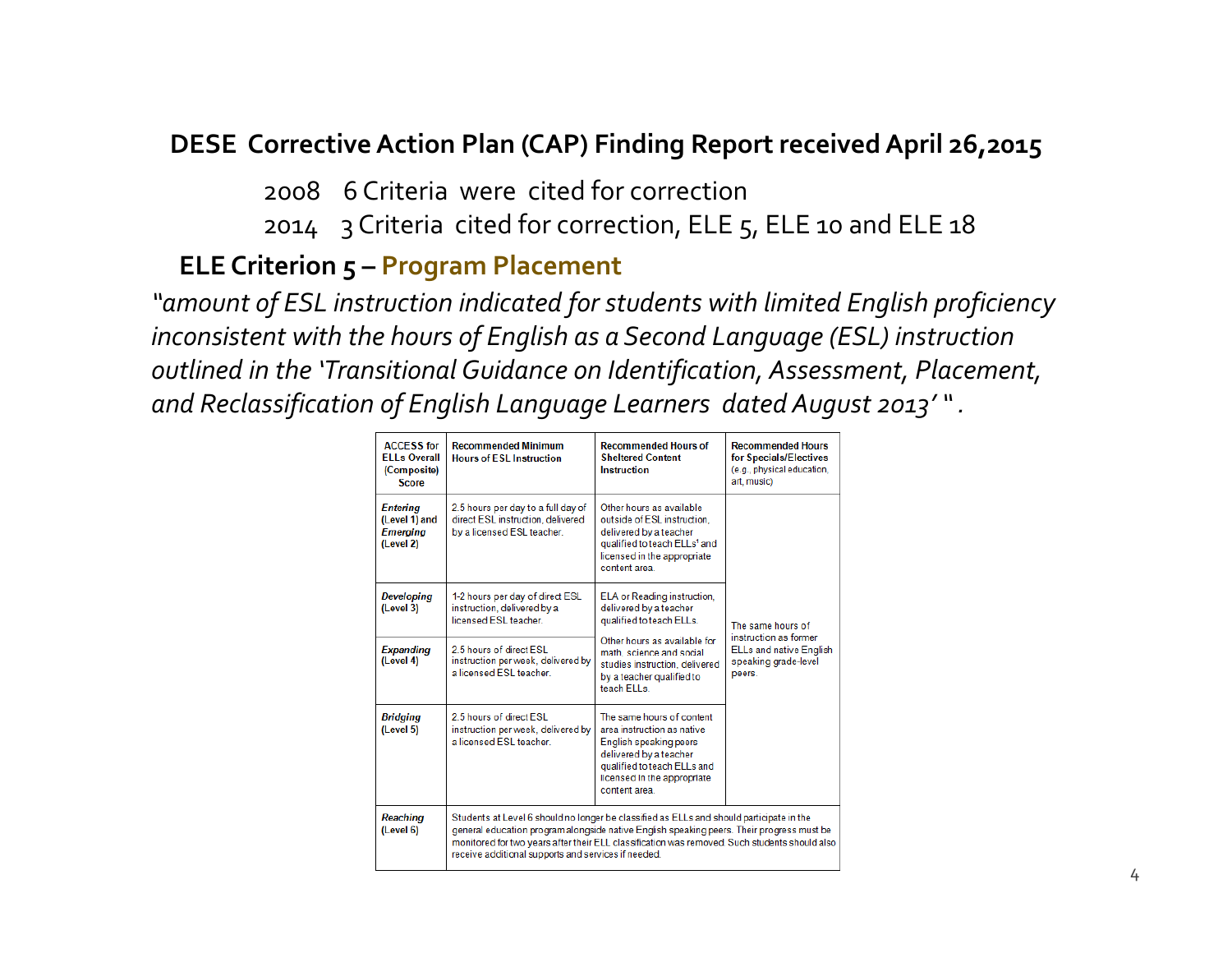## DESE Corrective Action Plan (CAP) Finding Report received April 26,2015

2008 6 Criteria were cited for correction

2014 3 Criteria cited for correction, ELE 5, ELE 10 and ELE 18

### ELE Criterion 5 – Program Placement

*"amount of ESL instruction indicated for students with limited English proficiency inconsistent with the hours of English as a Second Language (ESL) instruction outlined in the 'Transitional Guidance on Identification, Assessment, Placement, and Reclassification of English Language Learners dated August 2013' ".*

| ACCESS for ELLs Overall (Composite) Score | Recommended Minimum Hours of ESL Instruction | Recommended Hours of Sheltered Content Instruction | Recommended Hours for Specials/Electives (e.g., physical education, art, music) |
|---|---|---|---|
| *Entering* (Level 1) and *Emerging* (Level 2) | 2.5 hours per day to a full day of direct ESL instruction, delivered by a licensed ESL teacher. | Other hours as available outside of ESL instruction, delivered by a teacher qualified to teach ELLs[1] and licensed in the appropriate content area. | The same hours of instruction as former ELLs and native English speaking grade-level peers. |
| *Developing* (Level 3) | 1-2 hours per day of direct ESL instruction, delivered by a licensed ESL teacher. | ELA or Reading instruction, delivered by a teacher qualified to teach ELLs. Other hours as available for math, science and social studies instruction, delivered by a teacher qualified to teach ELLs. | |
| *Expanding* (Level 4) | 2.5 hours of direct ESL instruction per week, delivered by a licensed ESL teacher. | | |
| *Bridging* (Level 5) | 2.5 hours of direct ESL instruction per week, delivered by a licensed ESL teacher. | The same hours of content area instruction as native English speaking peers delivered by a teacher qualified to teach ELLs and licensed in the appropriate content area. | |
| *Reaching* (Level 6) | Students at Level 6 should no longer be classified as ELLs and should participate in the general education program alongside native English speaking peers. Their progress must be monitored for two years after their ELL classification was removed. Such students should also receive additional supports and services if needed. | | |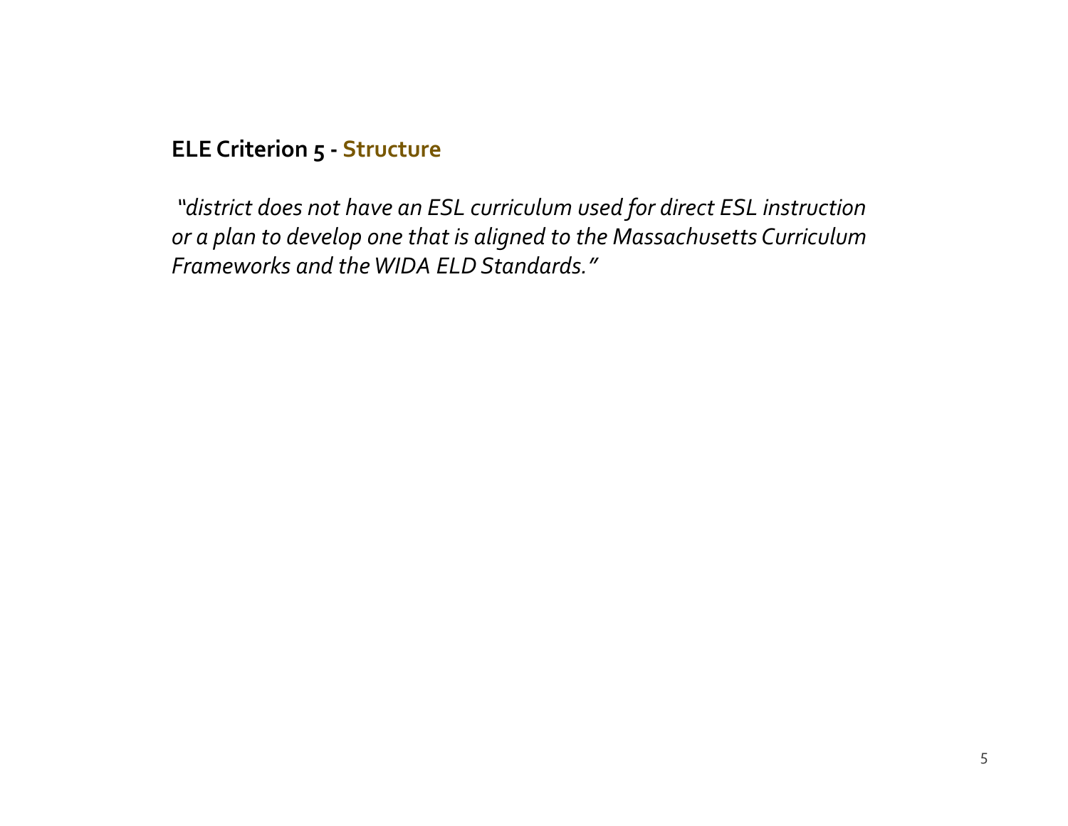## ELE Criterion 5 - Structure

*"district does not have an ESL curriculum used for direct ESL instruction or a plan to develop one that is aligned to the Massachusetts Curriculum Frameworks and the WIDA ELD Standards."*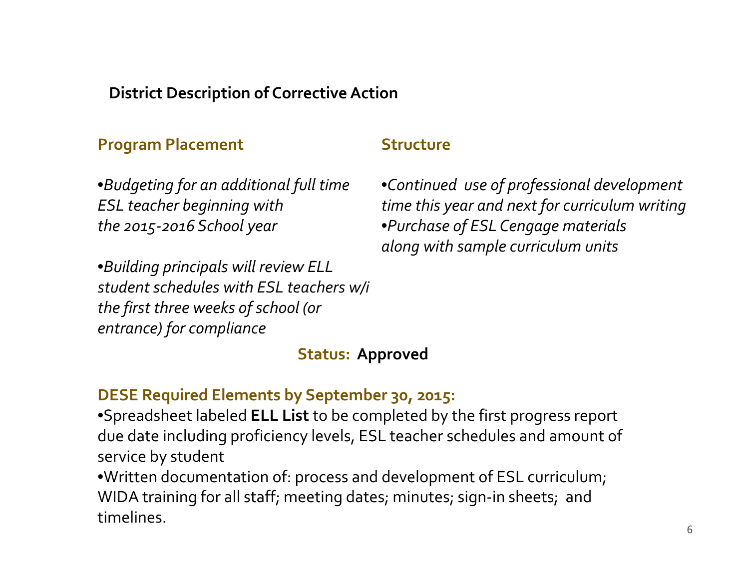**District Description of Corrective Action**

**Program Placement**

•*Budgeting for an additional full time ESL teacher beginning with the 2015-2016 School year*

•*Building principals will review ELL student schedules with ESL teachers w/i the first three weeks of school (or entrance) for compliance*

**Structure**

•*Continued use of professional development time this year and next for curriculum writing*
•*Purchase of ESL Cengage materials along with sample curriculum units*

**Status: Approved**

**DESE Required Elements by September 30, 2015:**

•Spreadsheet labeled **ELL List** to be completed by the first progress report due date including proficiency levels, ESL teacher schedules and amount of service by student
•Written documentation of: process and development of ESL curriculum; WIDA training for all staff; meeting dates; minutes; sign-in sheets; and timelines.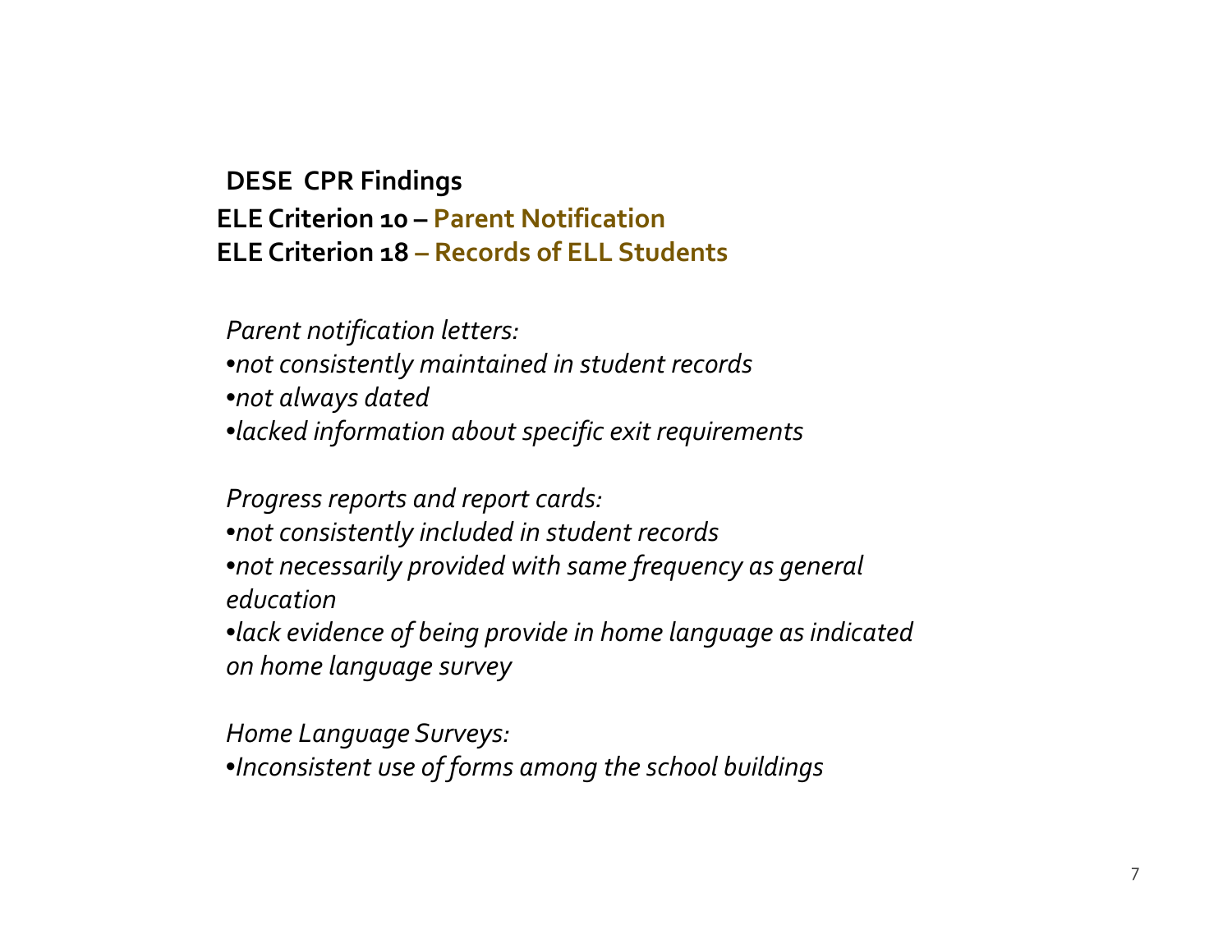## DESE CPR Findings

### ELE Criterion 10 – Parent Notification
### ELE Criterion 18 – Records of ELL Students

*Parent notification letters:*

- *not consistently maintained in student records*
- *not always dated*
- *lacked information about specific exit requirements*

*Progress reports and report cards:*

- *not consistently included in student records*
- *not necessarily provided with same frequency as general education*
- *lack evidence of being provide in home language as indicated on home language survey*

*Home Language Surveys:*

- *Inconsistent use of forms among the school buildings*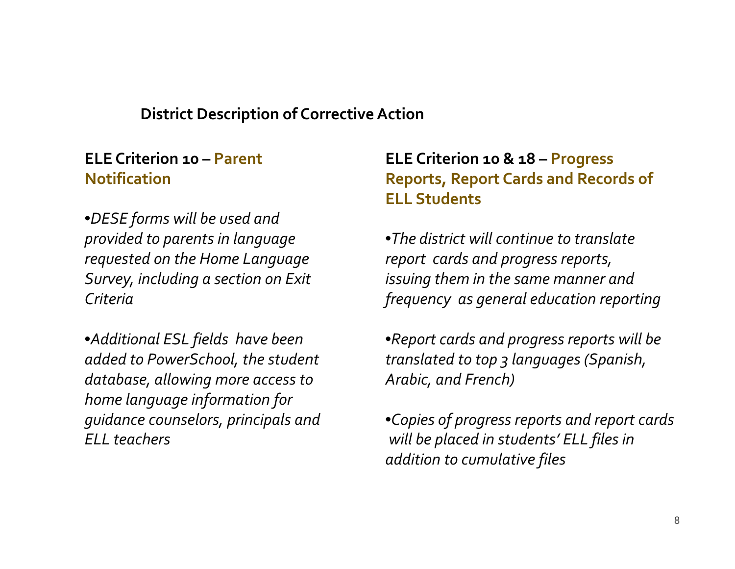## District Description of Corrective Action

### ELE Criterion 10 – Parent Notification

•*DESE forms will be used and provided to parents in language requested on the Home Language Survey, including a section on Exit Criteria*

•*Additional ESL fields have been added to PowerSchool, the student database, allowing more access to home language information for guidance counselors, principals and ELL teachers*

### ELE Criterion 10 & 18 – Progress Reports, Report Cards and Records of ELL Students

•*The district will continue to translate report cards and progress reports, issuing them in the same manner and frequency as general education reporting*

•*Report cards and progress reports will be translated to top 3 languages (Spanish, Arabic, and French)*

•*Copies of progress reports and report cards will be placed in students' ELL files in addition to cumulative files*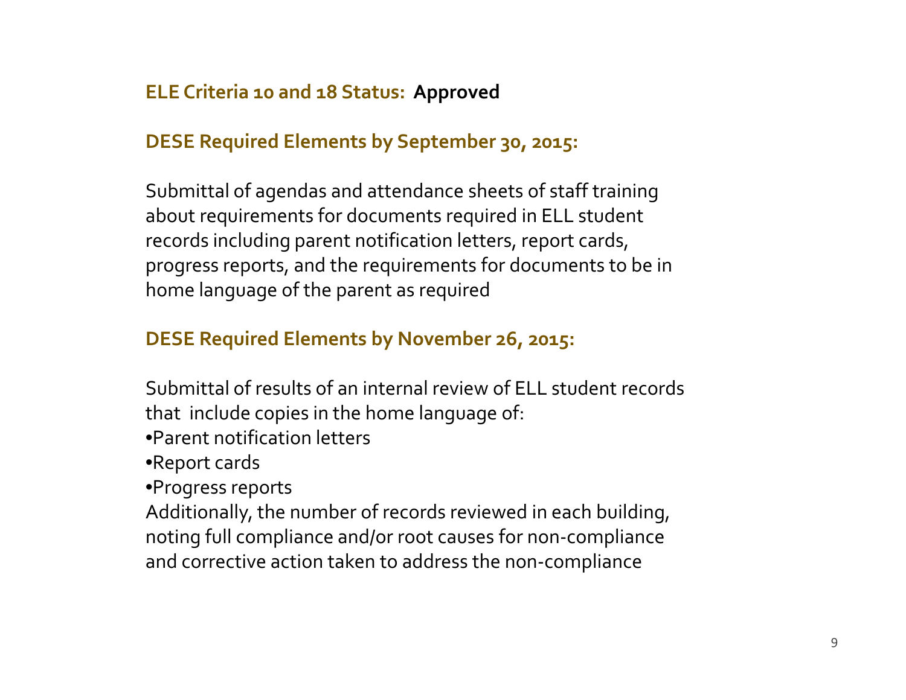**ELE Criteria 10 and 18 Status: Approved**

## DESE Required Elements by September 30, 2015:

Submittal of agendas and attendance sheets of staff training about requirements for documents required in ELL student records including parent notification letters, report cards, progress reports, and the requirements for documents to be in home language of the parent as required

## DESE Required Elements by November 26, 2015:

Submittal of results of an internal review of ELL student records that include copies in the home language of:

- Parent notification letters
- Report cards
- Progress reports

Additionally, the number of records reviewed in each building, noting full compliance and/or root causes for non-compliance and corrective action taken to address the non-compliance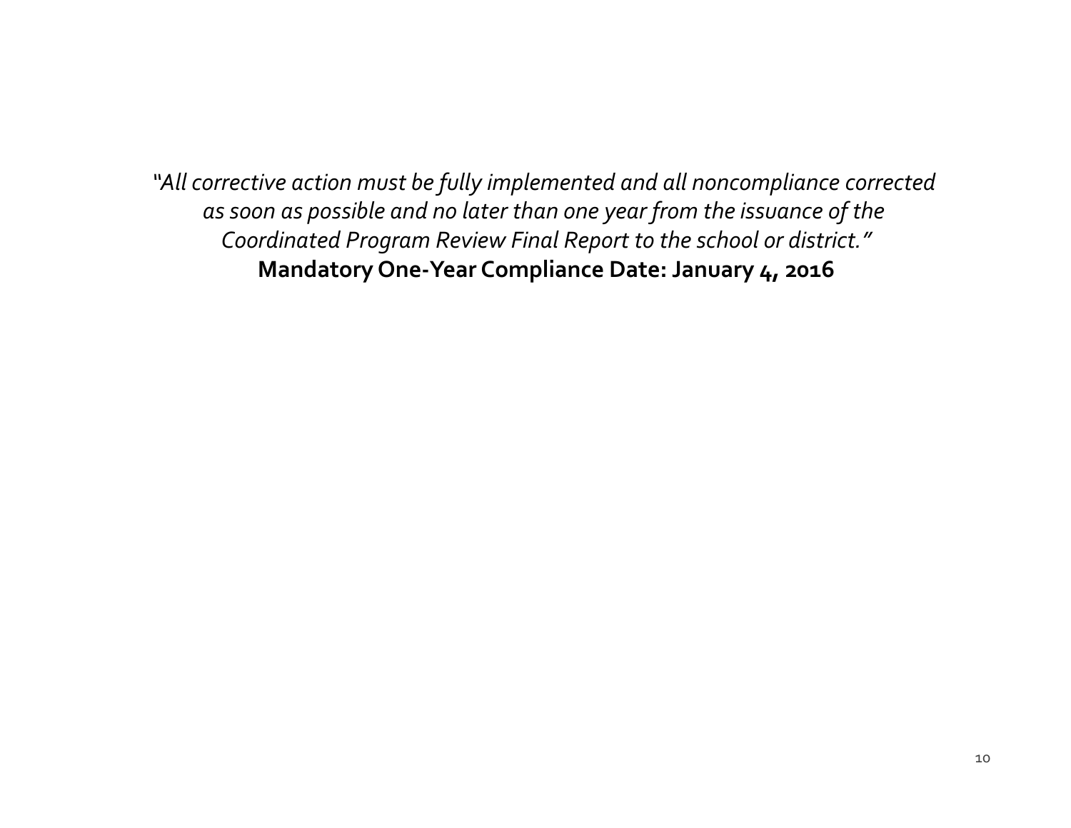*"All corrective action must be fully implemented and all noncompliance corrected as soon as possible and no later than one year from the issuance of the Coordinated Program Review Final Report to the school or district."*

**Mandatory One-Year Compliance Date: January 4, 2016**